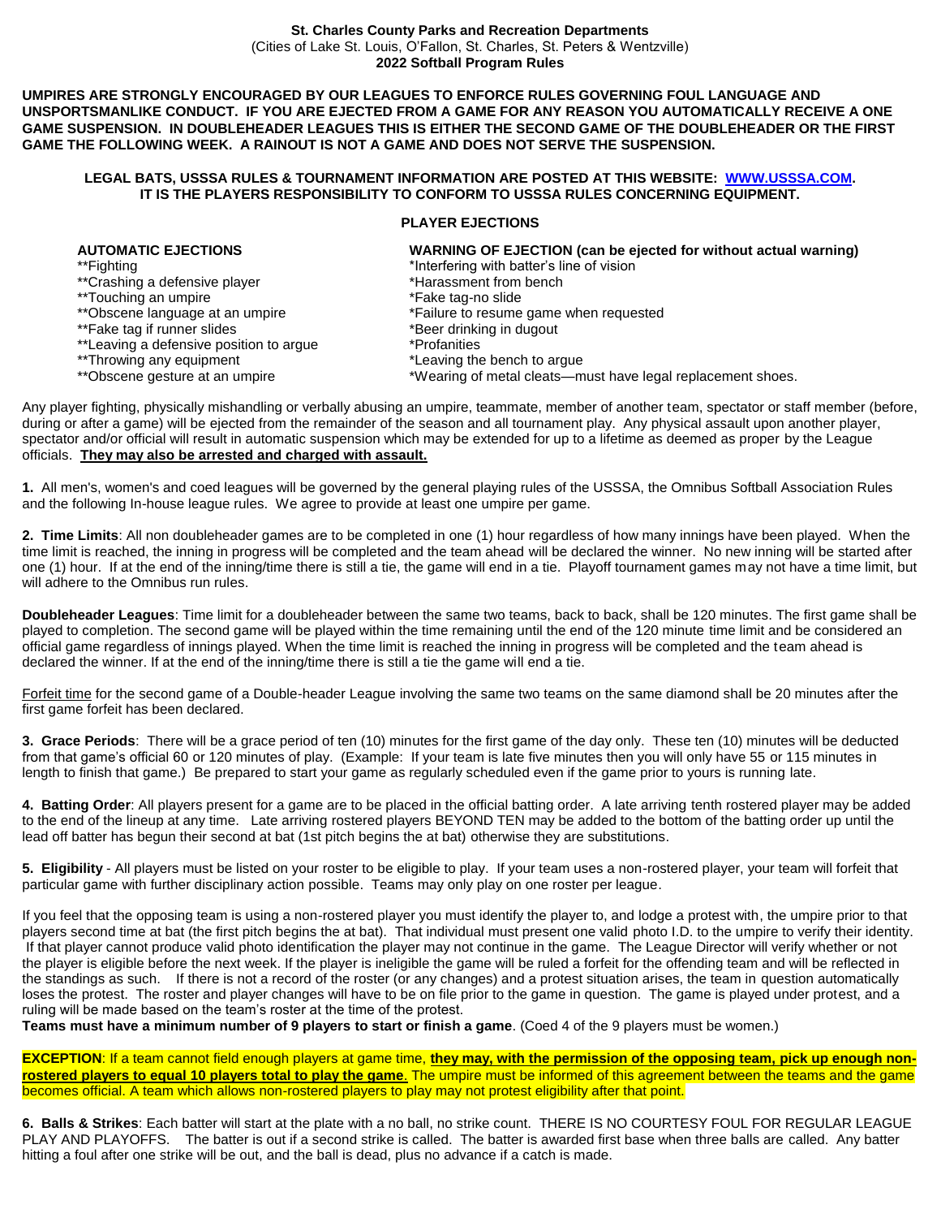**St. Charles County Parks and Recreation Departments**
(Cities of Lake St. Louis, O'Fallon, St. Charles, St. Peters & Wentzville)
**2022 Softball Program Rules**

**UMPIRES ARE STRONGLY ENCOURAGED BY OUR LEAGUES TO ENFORCE RULES GOVERNING FOUL LANGUAGE AND UNSPORTSMANLIKE CONDUCT. IF YOU ARE EJECTED FROM A GAME FOR ANY REASON YOU AUTOMATICALLY RECEIVE A ONE GAME SUSPENSION. IN DOUBLEHEADER LEAGUES THIS IS EITHER THE SECOND GAME OF THE DOUBLEHEADER OR THE FIRST GAME THE FOLLOWING WEEK. A RAINOUT IS NOT A GAME AND DOES NOT SERVE THE SUSPENSION.**

**LEGAL BATS, USSSA RULES & TOURNAMENT INFORMATION ARE POSTED AT THIS WEBSITE: [WWW.USSSA.COM](http://WWW.USSSA.COM). IT IS THE PLAYERS RESPONSIBILITY TO CONFORM TO USSSA RULES CONCERNING EQUIPMENT.**

**PLAYER EJECTIONS**

**AUTOMATIC EJECTIONS**
**Fighting
**Crashing a defensive player
**Touching an umpire
**Obscene language at an umpire
**Fake tag if runner slides
**Leaving a defensive position to argue
**Throwing any equipment
**Obscene gesture at an umpire

**WARNING OF EJECTION (can be ejected for without actual warning)**
*Interfering with batter's line of vision
*Harassment from bench
*Fake tag-no slide
*Failure to resume game when requested
*Beer drinking in dugout
*Profanities
*Leaving the bench to argue
*Wearing of metal cleats—must have legal replacement shoes.

Any player fighting, physically mishandling or verbally abusing an umpire, teammate, member of another team, spectator or staff member (before, during or after a game) will be ejected from the remainder of the season and all tournament play. Any physical assault upon another player, spectator and/or official will result in automatic suspension which may be extended for up to a lifetime as deemed as proper by the League officials. **<u>They may also be arrested and charged with assault.</u>**

**1.** All men's, women's and coed leagues will be governed by the general playing rules of the USSSA, the Omnibus Softball Association Rules and the following In-house league rules. We agree to provide at least one umpire per game.

**2. Time Limits**: All non doubleheader games are to be completed in one (1) hour regardless of how many innings have been played. When the time limit is reached, the inning in progress will be completed and the team ahead will be declared the winner. No new inning will be started after one (1) hour. If at the end of the inning/time there is still a tie, the game will end in a tie. Playoff tournament games may not have a time limit, but will adhere to the Omnibus run rules.

**Doubleheader Leagues**: Time limit for a doubleheader between the same two teams, back to back, shall be 120 minutes. The first game shall be played to completion. The second game will be played within the time remaining until the end of the 120 minute time limit and be considered an official game regardless of innings played. When the time limit is reached the inning in progress will be completed and the team ahead is declared the winner. If at the end of the inning/time there is still a tie the game will end a tie.

<u>Forfeit time</u> for the second game of a Double-header League involving the same two teams on the same diamond shall be 20 minutes after the first game forfeit has been declared.

**3. Grace Periods**: There will be a grace period of ten (10) minutes for the first game of the day only. These ten (10) minutes will be deducted from that game's official 60 or 120 minutes of play. (Example: If your team is late five minutes then you will only have 55 or 115 minutes in length to finish that game.) Be prepared to start your game as regularly scheduled even if the game prior to yours is running late.

**4. Batting Order**: All players present for a game are to be placed in the official batting order. A late arriving tenth rostered player may be added to the end of the lineup at any time. Late arriving rostered players BEYOND TEN may be added to the bottom of the batting order up until the lead off batter has begun their second at bat (1st pitch begins the at bat) otherwise they are substitutions.

**5. Eligibility** - All players must be listed on your roster to be eligible to play. If your team uses a non-rostered player, your team will forfeit that particular game with further disciplinary action possible. Teams may only play on one roster per league.

If you feel that the opposing team is using a non-rostered player you must identify the player to, and lodge a protest with, the umpire prior to that players second time at bat (the first pitch begins the at bat). That individual must present one valid photo I.D. to the umpire to verify their identity. If that player cannot produce valid photo identification the player may not continue in the game. The League Director will verify whether or not the player is eligible before the next week. If the player is ineligible the game will be ruled a forfeit for the offending team and will be reflected in the standings as such. If there is not a record of the roster (or any changes) and a protest situation arises, the team in question automatically loses the protest. The roster and player changes will have to be on file prior to the game in question. The game is played under protest, and a ruling will be made based on the team's roster at the time of the protest.
**Teams must have a minimum number of 9 players to start or finish a game**. (Coed 4 of the 9 players must be women.)

**EXCEPTION**: If a team cannot field enough players at game time, **<u>they may, with the permission of the opposing team, pick up enough non-rostered players to equal 10 players total to play the game</u>**. The umpire must be informed of this agreement between the teams and the game becomes official. A team which allows non-rostered players to play may not protest eligibility after that point.

**6. Balls & Strikes**: Each batter will start at the plate with a no ball, no strike count. THERE IS NO COURTESY FOUL FOR REGULAR LEAGUE PLAY AND PLAYOFFS. The batter is out if a second strike is called. The batter is awarded first base when three balls are called. Any batter hitting a foul after one strike will be out, and the ball is dead, plus no advance if a catch is made.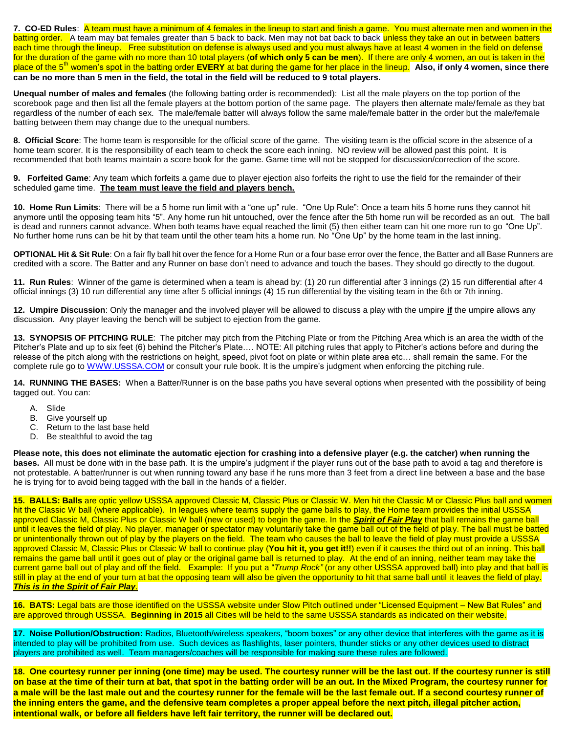**7. CO-ED Rules**: A team must have a minimum of 4 females in the lineup to start and finish a game. You must alternate men and women in the batting order. A team may bat females greater than 5 back to back. Men may not bat back to back unless they take an out in between batters each time through the lineup. Free substitution on defense is always used and you must always have at least 4 women in the field on defense for the duration of the game with no more than 10 total players (**of which only 5 can be men**). If there are only 4 women, an out is taken in the place of the 5th women's spot in the batting order **EVERY** at bat during the game for her place in the lineup. **Also, if only 4 women, since there can be no more than 5 men in the field, the total in the field will be reduced to 9 total players.**

**Unequal number of males and females** (the following batting order is recommended): List all the male players on the top portion of the scorebook page and then list all the female players at the bottom portion of the same page. The players then alternate male/female as they bat regardless of the number of each sex. The male/female batter will always follow the same male/female batter in the order but the male/female batting between them may change due to the unequal numbers.

**8. Official Score**: The home team is responsible for the official score of the game. The visiting team is the official score in the absence of a home team scorer. It is the responsibility of each team to check the score each inning. NO review will be allowed past this point. It is recommended that both teams maintain a score book for the game. Game time will not be stopped for discussion/correction of the score.

**9. Forfeited Game**: Any team which forfeits a game due to player ejection also forfeits the right to use the field for the remainder of their scheduled game time. **<u>The team must leave the field and players bench.</u>**

**10. Home Run Limits**: There will be a 5 home run limit with a "one up" rule. "One Up Rule": Once a team hits 5 home runs they cannot hit anymore until the opposing team hits "5". Any home run hit untouched, over the fence after the 5th home run will be recorded as an out. The ball is dead and runners cannot advance. When both teams have equal reached the limit (5) then either team can hit one more run to go "One Up". No further home runs can be hit by that team until the other team hits a home run. No "One Up" by the home team in the last inning.

**OPTIONAL Hit & Sit Rule**: On a fair fly ball hit over the fence for a Home Run or a four base error over the fence, the Batter and all Base Runners are credited with a score. The Batter and any Runner on base don't need to advance and touch the bases. They should go directly to the dugout.

**11. Run Rules**: Winner of the game is determined when a team is ahead by: (1) 20 run differential after 3 innings (2) 15 run differential after 4 official innings (3) 10 run differential any time after 5 official innings (4) 15 run differential by the visiting team in the 6th or 7th inning.

**12. Umpire Discussion**: Only the manager and the involved player will be allowed to discuss a play with the umpire **<u>if</u>** the umpire allows any discussion. Any player leaving the bench will be subject to ejection from the game.

**13. SYNOPSIS OF PITCHING RULE**: The pitcher may pitch from the Pitching Plate or from the Pitching Area which is an area the width of the Pitcher's Plate and up to six feet (6) behind the Pitcher's Plate…. NOTE: All pitching rules that apply to Pitcher's actions before and during the release of the pitch along with the restrictions on height, speed, pivot foot on plate or within plate area etc… shall remain the same. For the complete rule go to WWW.USSSA.COM or consult your rule book. It is the umpire's judgment when enforcing the pitching rule.

**14. RUNNING THE BASES:** When a Batter/Runner is on the base paths you have several options when presented with the possibility of being tagged out. You can:

A. Slide
B. Give yourself up
C. Return to the last base held
D. Be stealthful to avoid the tag

**Please note, this does not eliminate the automatic ejection for crashing into a defensive player (e.g. the catcher) when running the bases.** All must be done with in the base path. It is the umpire's judgment if the player runs out of the base path to avoid a tag and therefore is not protestable. A batter/runner is out when running toward any base if he runs more than 3 feet from a direct line between a base and the base he is trying for to avoid being tagged with the ball in the hands of a fielder.

**15. BALLS: Balls** are optic yellow USSSA approved Classic M, Classic Plus or Classic W. Men hit the Classic M or Classic Plus ball and women hit the Classic W ball (where applicable). In leagues where teams supply the game balls to play, the Home team provides the initial USSSA approved Classic M, Classic Plus or Classic W ball (new or used) to begin the game. In the ***<u>Spirit of Fair Play</u>*** that ball remains the game ball until it leaves the field of play. No player, manager or spectator may voluntarily take the game ball out of the field of play. The ball must be batted or unintentionally thrown out of play by the players on the field. The team who causes the ball to leave the field of play must provide a USSSA approved Classic M, Classic Plus or Classic W ball to continue play (**You hit it, you get it!!**) even if it causes the third out of an inning. This ball remains the game ball until it goes out of play or the original game ball is returned to play. At the end of an inning, neither team may take the current game ball out of play and off the field. Example: If you put a "*Trump Rock"* (or any other USSSA approved ball) into play and that ball is still in play at the end of your turn at bat the opposing team will also be given the opportunity to hit that same ball until it leaves the field of play. ***<u>This is in the Spirit of Fair Play</u>***.

**16. BATS:** Legal bats are those identified on the USSSA website under Slow Pitch outlined under "Licensed Equipment – New Bat Rules" and are approved through USSSA. **Beginning in 2015** all Cities will be held to the same USSSA standards as indicated on their website.

**17. Noise Pollution/Obstruction:** Radios, Bluetooth/wireless speakers, "boom boxes" or any other device that interferes with the game as it is intended to play will be prohibited from use. Such devices as flashlights, laser pointers, thunder sticks or any other devices used to distract players are prohibited as well. Team managers/coaches will be responsible for making sure these rules are followed.

**18. One courtesy runner per inning (one time) may be used. The courtesy runner will be the last out. If the courtesy runner is still on base at the time of their turn at bat, that spot in the batting order will be an out. In the Mixed Program, the courtesy runner for a male will be the last male out and the courtesy runner for the female will be the last female out. If a second courtesy runner of the inning enters the game, and the defensive team completes a proper appeal before the next pitch, illegal pitcher action, intentional walk, or before all fielders have left fair territory, the runner will be declared out.**